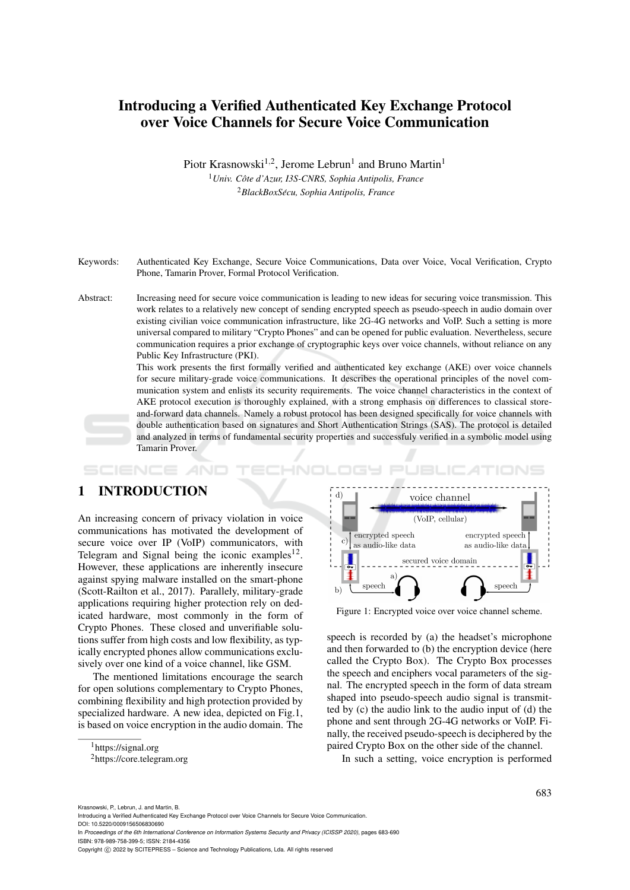# Introducing a Verified Authenticated Key Exchange Protocol over Voice Channels for Secure Voice Communication

Piotr Krasnowski[1,2], Jerome Lebrun[1] and Bruno Martin[1]

[1] *Univ. Côte d'Azur, I3S-CNRS, Sophia Antipolis, France*

[2] *BlackBoxSécu, Sophia Antipolis, France*

Keywords: Authenticated Key Exchange, Secure Voice Communications, Data over Voice, Vocal Verification, Crypto Phone, Tamarin Prover, Formal Protocol Verification.

Abstract: Increasing need for secure voice communication is leading to new ideas for securing voice transmission. This work relates to a relatively new concept of sending encrypted speech as pseudo-speech in audio domain over existing civilian voice communication infrastructure, like 2G-4G networks and VoIP. Such a setting is more universal compared to military "Crypto Phones" and can be opened for public evaluation. Nevertheless, secure communication requires a prior exchange of cryptographic keys over voice channels, without reliance on any Public Key Infrastructure (PKI).

This work presents the first formally verified and authenticated key exchange (AKE) over voice channels for secure military-grade voice communications. It describes the operational principles of the novel communication system and enlists its security requirements. The voice channel characteristics in the context of AKE protocol execution is thoroughly explained, with a strong emphasis on differences to classical store-and-forward data channels. Namely a robust protocol has been designed specifically for voice channels with double authentication based on signatures and Short Authentication Strings (SAS). The protocol is detailed and analyzed in terms of fundamental security properties and successfuly verified in a symbolic model using Tamarin Prover.

## 1 INTRODUCTION

An increasing concern of privacy violation in voice communications has motivated the development of secure voice over IP (VoIP) communicators, with Telegram and Signal being the iconic examples[1,2]. However, these applications are inherently insecure against spying malware installed on the smart-phone (Scott-Railton et al., 2017). Parallely, military-grade applications requiring higher protection rely on dedicated hardware, most commonly in the form of Crypto Phones. These closed and unverifiable solutions suffer from high costs and low flexibility, as typically encrypted phones allow communications exclusively over one kind of a voice channel, like GSM.

The mentioned limitations encourage the search for open solutions complementary to Crypto Phones, combining flexibility and high protection provided by specialized hardware. A new idea, depicted on Fig.1, is based on voice encryption in the audio domain. The speech is recorded by (a) the headset's microphone and then forwarded to (b) the encryption device (here called the Crypto Box). The Crypto Box processes the speech and enciphers vocal parameters of the signal. The encrypted speech in the form of data stream shaped into pseudo-speech audio signal is transmitted by (c) the audio link to the audio input of (d) the phone and sent through 2G-4G networks or VoIP. Finally, the received pseudo-speech is deciphered by the paired Crypto Box on the other side of the channel.

Figure 1: Encrypted voice over voice channel scheme.

In such a setting, voice encryption is performed

[1] https://signal.org

[2] https://core.telegram.org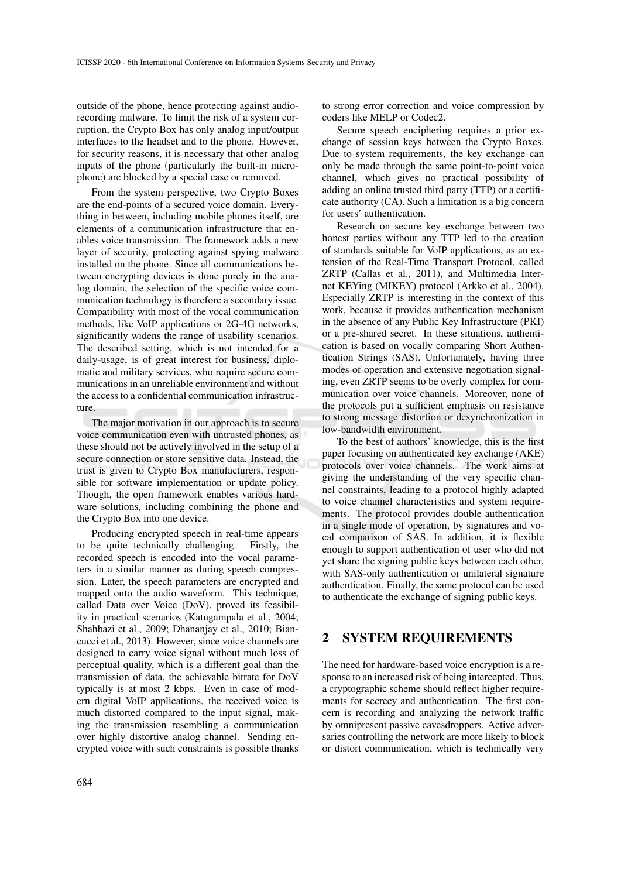outside of the phone, hence protecting against audio-recording malware. To limit the risk of a system corruption, the Crypto Box has only analog input/output interfaces to the headset and to the phone. However, for security reasons, it is necessary that other analog inputs of the phone (particularly the built-in microphone) are blocked by a special case or removed.

From the system perspective, two Crypto Boxes are the end-points of a secured voice domain. Everything in between, including mobile phones itself, are elements of a communication infrastructure that enables voice transmission. The framework adds a new layer of security, protecting against spying malware installed on the phone. Since all communications between encrypting devices is done purely in the analog domain, the selection of the specific voice communication technology is therefore a secondary issue. Compatibility with most of the vocal communication methods, like VoIP applications or 2G-4G networks, significantly widens the range of usability scenarios. The described setting, which is not intended for a daily-usage, is of great interest for business, diplomatic and military services, who require secure communications in an unreliable environment and without the access to a confidential communication infrastructure.

The major motivation in our approach is to secure voice communication even with untrusted phones, as these should not be actively involved in the setup of a secure connection or store sensitive data. Instead, the trust is given to Crypto Box manufacturers, responsible for software implementation or update policy. Though, the open framework enables various hardware solutions, including combining the phone and the Crypto Box into one device.

Producing encrypted speech in real-time appears to be quite technically challenging. Firstly, the recorded speech is encoded into the vocal parameters in a similar manner as during speech compression. Later, the speech parameters are encrypted and mapped onto the audio waveform. This technique, called Data over Voice (DoV), proved its feasibility in practical scenarios (Katugampala et al., 2004; Shahbazi et al., 2009; Dhananjay et al., 2010; Biancucci et al., 2013). However, since voice channels are designed to carry voice signal without much loss of perceptual quality, which is a different goal than the transmission of data, the achievable bitrate for DoV typically is at most 2 kbps. Even in case of modern digital VoIP applications, the received voice is much distorted compared to the input signal, making the transmission resembling a communication over highly distortive analog channel. Sending encrypted voice with such constraints is possible thanks to strong error correction and voice compression by coders like MELP or Codec2.

Secure speech enciphering requires a prior exchange of session keys between the Crypto Boxes. Due to system requirements, the key exchange can only be made through the same point-to-point voice channel, which gives no practical possibility of adding an online trusted third party (TTP) or a certificate authority (CA). Such a limitation is a big concern for users' authentication.

Research on secure key exchange between two honest parties without any TTP led to the creation of standards suitable for VoIP applications, as an extension of the Real-Time Transport Protocol, called ZRTP (Callas et al., 2011), and Multimedia Internet KEYing (MIKEY) protocol (Arkko et al., 2004). Especially ZRTP is interesting in the context of this work, because it provides authentication mechanism in the absence of any Public Key Infrastructure (PKI) or a pre-shared secret. In these situations, authentication is based on vocally comparing Short Authentication Strings (SAS). Unfortunately, having three modes of operation and extensive negotiation signaling, even ZRTP seems to be overly complex for communication over voice channels. Moreover, none of the protocols put a sufficient emphasis on resistance to strong message distortion or desynchronization in low-bandwidth environment.

To the best of authors' knowledge, this is the first paper focusing on authenticated key exchange (AKE) protocols over voice channels. The work aims at giving the understanding of the very specific channel constraints, leading to a protocol highly adapted to voice channel characteristics and system requirements. The protocol provides double authentication in a single mode of operation, by signatures and vocal comparison of SAS. In addition, it is flexible enough to support authentication of user who did not yet share the signing public keys between each other, with SAS-only authentication or unilateral signature authentication. Finally, the same protocol can be used to authenticate the exchange of signing public keys.

## 2 SYSTEM REQUIREMENTS

The need for hardware-based voice encryption is a response to an increased risk of being intercepted. Thus, a cryptographic scheme should reflect higher requirements for secrecy and authentication. The first concern is recording and analyzing the network traffic by omnipresent passive eavesdroppers. Active adversaries controlling the network are more likely to block or distort communication, which is technically very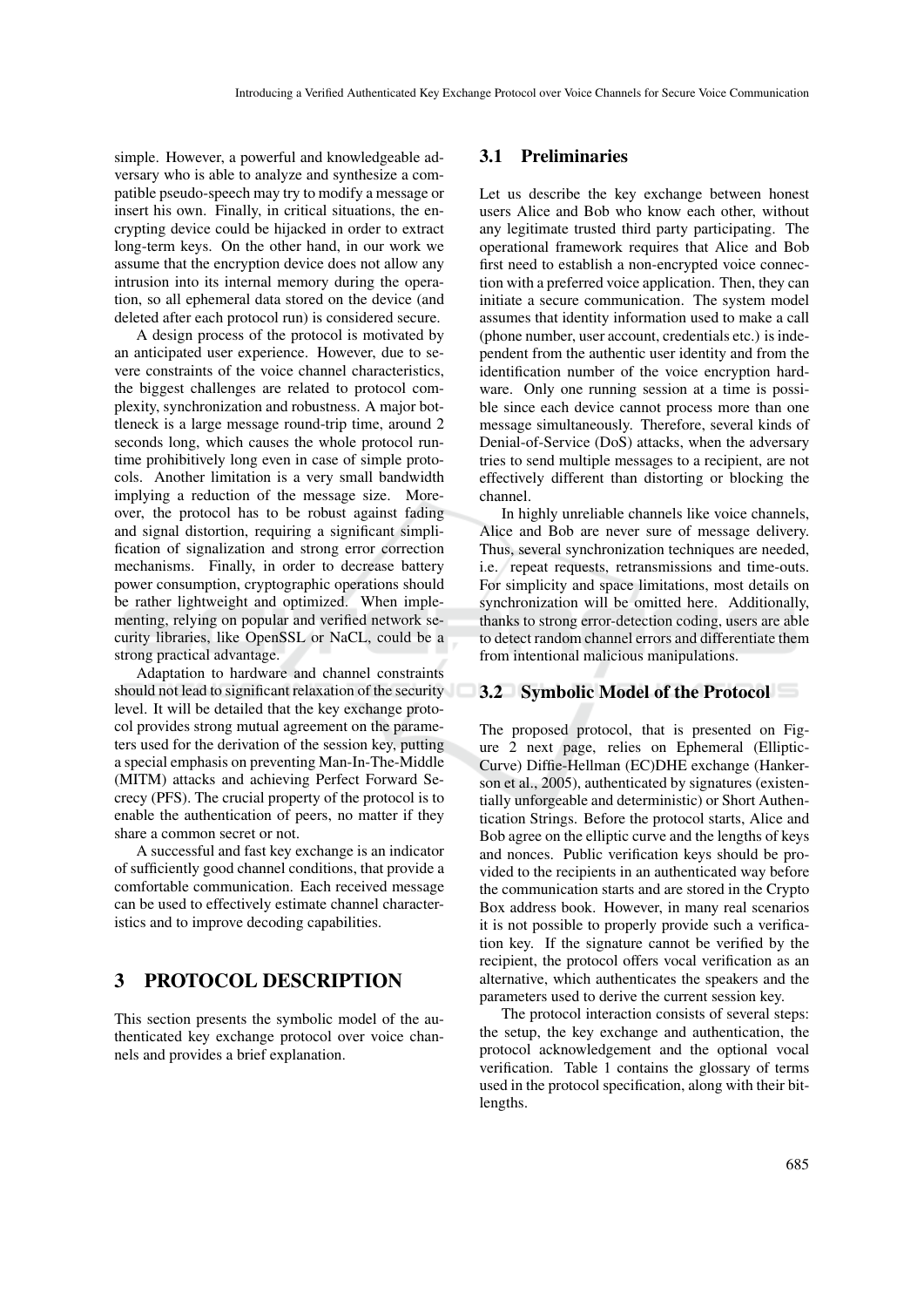simple. However, a powerful and knowledgeable adversary who is able to analyze and synthesize a compatible pseudo-speech may try to modify a message or insert his own. Finally, in critical situations, the encrypting device could be hijacked in order to extract long-term keys. On the other hand, in our work we assume that the encryption device does not allow any intrusion into its internal memory during the operation, so all ephemeral data stored on the device (and deleted after each protocol run) is considered secure.

A design process of the protocol is motivated by an anticipated user experience. However, due to severe constraints of the voice channel characteristics, the biggest challenges are related to protocol complexity, synchronization and robustness. A major bottleneck is a large message round-trip time, around 2 seconds long, which causes the whole protocol runtime prohibitively long even in case of simple protocols. Another limitation is a very small bandwidth implying a reduction of the message size. Moreover, the protocol has to be robust against fading and signal distortion, requiring a significant simplification of signalization and strong error correction mechanisms. Finally, in order to decrease battery power consumption, cryptographic operations should be rather lightweight and optimized. When implementing, relying on popular and verified network security libraries, like OpenSSL or NaCL, could be a strong practical advantage.

Adaptation to hardware and channel constraints should not lead to significant relaxation of the security level. It will be detailed that the key exchange protocol provides strong mutual agreement on the parameters used for the derivation of the session key, putting a special emphasis on preventing Man-In-The-Middle (MITM) attacks and achieving Perfect Forward Secrecy (PFS). The crucial property of the protocol is to enable the authentication of peers, no matter if they share a common secret or not.

A successful and fast key exchange is an indicator of sufficiently good channel conditions, that provide a comfortable communication. Each received message can be used to effectively estimate channel characteristics and to improve decoding capabilities.

# 3 PROTOCOL DESCRIPTION

This section presents the symbolic model of the authenticated key exchange protocol over voice channels and provides a brief explanation.

## 3.1 Preliminaries

Let us describe the key exchange between honest users Alice and Bob who know each other, without any legitimate trusted third party participating. The operational framework requires that Alice and Bob first need to establish a non-encrypted voice connection with a preferred voice application. Then, they can initiate a secure communication. The system model assumes that identity information used to make a call (phone number, user account, credentials etc.) is independent from the authentic user identity and from the identification number of the voice encryption hardware. Only one running session at a time is possible since each device cannot process more than one message simultaneously. Therefore, several kinds of Denial-of-Service (DoS) attacks, when the adversary tries to send multiple messages to a recipient, are not effectively different than distorting or blocking the channel.

In highly unreliable channels like voice channels, Alice and Bob are never sure of message delivery. Thus, several synchronization techniques are needed, i.e. repeat requests, retransmissions and time-outs. For simplicity and space limitations, most details on synchronization will be omitted here. Additionally, thanks to strong error-detection coding, users are able to detect random channel errors and differentiate them from intentional malicious manipulations.

## 3.2 Symbolic Model of the Protocol

The proposed protocol, that is presented on Figure 2 next page, relies on Ephemeral (Elliptic-Curve) Diffie-Hellman (EC)DHE exchange (Hankerson et al., 2005), authenticated by signatures (existentially unforgeable and deterministic) or Short Authentication Strings. Before the protocol starts, Alice and Bob agree on the elliptic curve and the lengths of keys and nonces. Public verification keys should be provided to the recipients in an authenticated way before the communication starts and are stored in the Crypto Box address book. However, in many real scenarios it is not possible to properly provide such a verification key. If the signature cannot be verified by the recipient, the protocol offers vocal verification as an alternative, which authenticates the speakers and the parameters used to derive the current session key.

The protocol interaction consists of several steps: the setup, the key exchange and authentication, the protocol acknowledgement and the optional vocal verification. Table 1 contains the glossary of terms used in the protocol specification, along with their bit-lengths.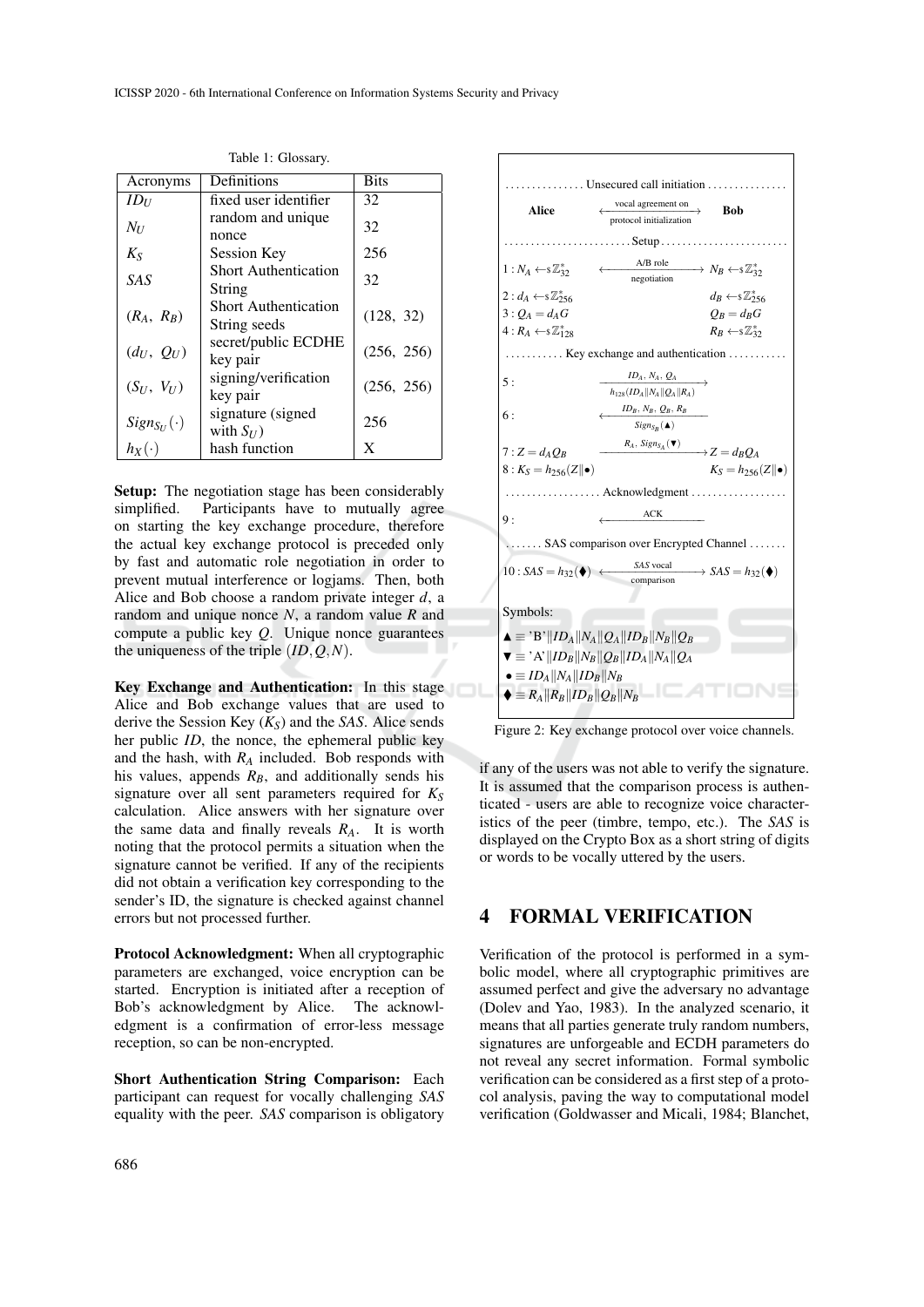Table 1: Glossary.

| Acronyms | Definitions | Bits |
|---|---|---|
| $ID_U$ | fixed user identifier | 32 |
| $N_U$ | random and unique nonce | 32 |
| $K_S$ | Session Key | 256 |
| $SAS$ | Short Authentication String | 32 |
| $(R_A,\ R_B)$ | Short Authentication String seeds | (128, 32) |
| $(d_U,\ Q_U)$ | secret/public ECDHE key pair | (256, 256) |
| $(S_U,\ V_U)$ | signing/verification key pair | (256, 256) |
| $Sign_{S_U}(\cdot)$ | signature (signed with $S_U$) | 256 |
| $h_X(\cdot)$ | hash function | X |

**Setup:** The negotiation stage has been considerably simplified. Participants have to mutually agree on starting the key exchange procedure, therefore the actual key exchange protocol is preceded only by fast and automatic role negotiation in order to prevent mutual interference or logjams. Then, both Alice and Bob choose a random private integer $d$, a random and unique nonce $N$, a random value $R$ and compute a public key $Q$. Unique nonce guarantees the uniqueness of the triple $(ID, Q, N)$.

**Key Exchange and Authentication:** In this stage Alice and Bob exchange values that are used to derive the Session Key ($K_S$) and the *SAS*. Alice sends her public *ID*, the nonce, the ephemeral public key and the hash, with $R_A$ included. Bob responds with his values, appends $R_B$, and additionally sends his signature over all sent parameters required for $K_S$ calculation. Alice answers with her signature over the same data and finally reveals $R_A$. It is worth noting that the protocol permits a situation when the signature cannot be verified. If any of the recipients did not obtain a verification key corresponding to the sender's ID, the signature is checked against channel errors but not processed further.

**Protocol Acknowledgment:** When all cryptographic parameters are exchanged, voice encryption can be started. Encryption is initiated after a reception of Bob's acknowledgment by Alice. The acknowledgment is a confirmation of error-less message reception, so can be non-encrypted.

**Short Authentication String Comparison:** Each participant can request for vocally challenging *SAS* equality with the peer. *SAS* comparison is obligatory if any of the users was not able to verify the signature. It is assumed that the comparison process is authenticated - users are able to recognize voice characteristics of the peer (timbre, tempo, etc.). The *SAS* is displayed on the Crypto Box as a short string of digits or words to be vocally uttered by the users.

............... Unsecured call initiation ...............

**Alice** $\xleftrightarrow[\text{protocol initialization}]{\text{vocal agreement on}}$ **Bob**

........................ Setup ........................

$1: N_A \leftarrow_{\$} \mathbb{Z}^*_{32}$ $\xleftrightarrow[\text{negotiation}]{\text{A/B role}}$ $N_B \leftarrow_{\$} \mathbb{Z}^*_{32}$

$2: d_A \leftarrow_{\$} \mathbb{Z}^*_{256}$ $\qquad d_B \leftarrow_{\$} \mathbb{Z}^*_{256}$

$3: Q_A = d_A G$ $\qquad Q_B = d_B G$

$4: R_A \leftarrow_{\$} \mathbb{Z}^*_{128}$ $\qquad R_B \leftarrow_{\$} \mathbb{Z}^*_{32}$

........... Key exchange and authentication ...........

$5:$ $\xrightarrow[h_{128}(ID_A \| N_A \| Q_A \| R_A)]{ID_A,\ N_A,\ Q_A}$

$6:$ $\xleftarrow[Sign_{S_B}(\blacktriangle)]{ID_B,\ N_B,\ Q_B,\ R_B}$

$7: Z = d_A Q_B$ $\xrightarrow{R_A,\ Sign_{S_A}(\blacktriangledown)}$ $Z = d_B Q_A$

$8: K_S = h_{256}(Z \| \bullet)$ $\qquad K_S = h_{256}(Z \| \bullet)$

.................. Acknowledgment ..................

$9:$ $\xleftarrow{\text{ACK}}$

....... SAS comparison over Encrypted Channel .......

$10: SAS = h_{32}(\blacklozenge)$ $\xleftrightarrow[\text{comparison}]{SAS\text{ vocal}}$ $SAS = h_{32}(\blacklozenge)$

Symbols:

$\blacktriangle \equiv \text{'B'} \| ID_A \| N_A \| Q_A \| ID_B \| N_B \| Q_B$

$\blacktriangledown \equiv \text{'A'} \| ID_B \| N_B \| Q_B \| ID_A \| N_A \| Q_A$

$\bullet \equiv ID_A \| N_A \| ID_B \| N_B$

$\blacklozenge \equiv R_A \| R_B \| ID_B \| Q_B \| N_B$

Figure 2: Key exchange protocol over voice channels.

## 4 FORMAL VERIFICATION

Verification of the protocol is performed in a symbolic model, where all cryptographic primitives are assumed perfect and give the adversary no advantage (Dolev and Yao, 1983). In the analyzed scenario, it means that all parties generate truly random numbers, signatures are unforgeable and ECDH parameters do not reveal any secret information. Formal symbolic verification can be considered as a first step of a protocol analysis, paving the way to computational model verification (Goldwasser and Micali, 1984; Blanchet,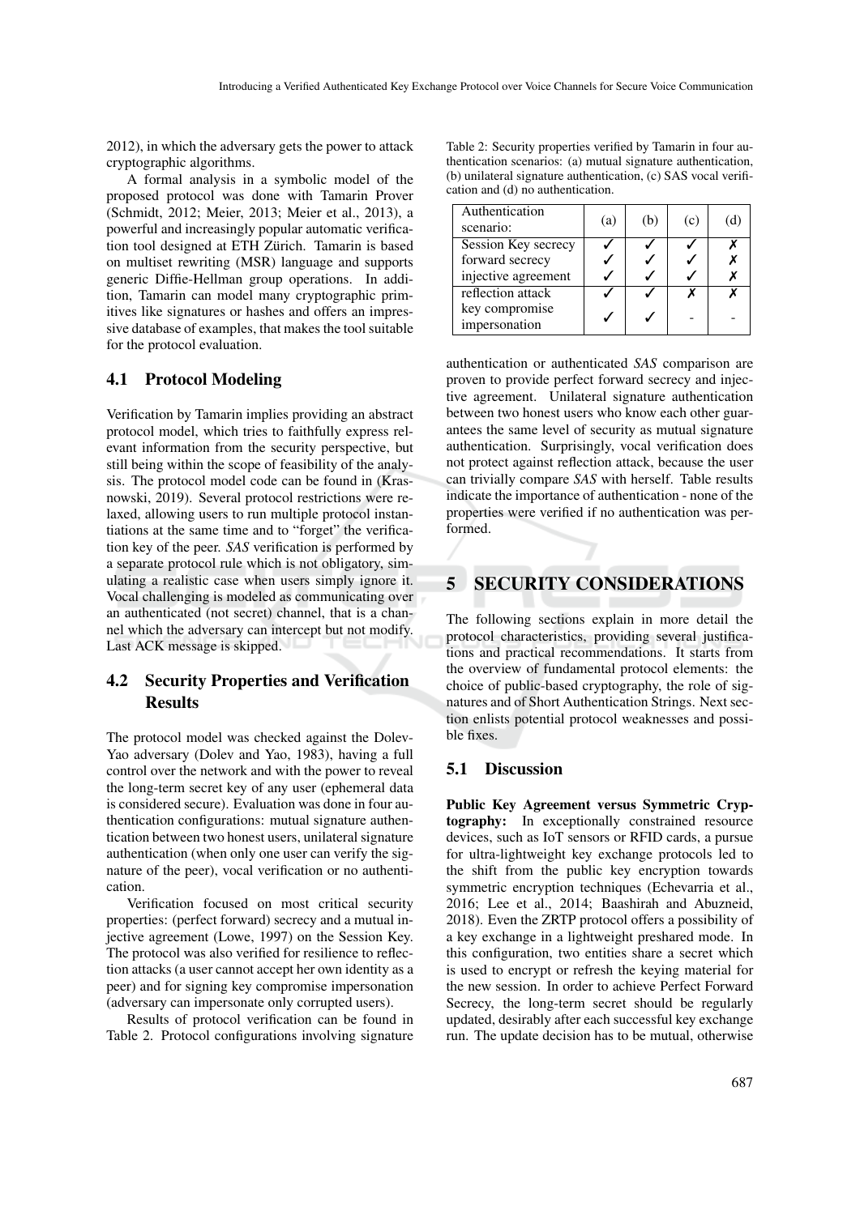2012), in which the adversary gets the power to attack cryptographic algorithms.

A formal analysis in a symbolic model of the proposed protocol was done with Tamarin Prover (Schmidt, 2012; Meier, 2013; Meier et al., 2013), a powerful and increasingly popular automatic verification tool designed at ETH Zürich. Tamarin is based on multiset rewriting (MSR) language and supports generic Diffie-Hellman group operations. In addition, Tamarin can model many cryptographic primitives like signatures or hashes and offers an impressive database of examples, that makes the tool suitable for the protocol evaluation.

### 4.1 Protocol Modeling

Verification by Tamarin implies providing an abstract protocol model, which tries to faithfully express relevant information from the security perspective, but still being within the scope of feasibility of the analysis. The protocol model code can be found in (Krasnowski, 2019). Several protocol restrictions were relaxed, allowing users to run multiple protocol instantiations at the same time and to "forget" the verification key of the peer. *SAS* verification is performed by a separate protocol rule which is not obligatory, simulating a realistic case when users simply ignore it. Vocal challenging is modeled as communicating over an authenticated (not secret) channel, that is a channel which the adversary can intercept but not modify. Last ACK message is skipped.

### 4.2 Security Properties and Verification Results

The protocol model was checked against the Dolev-Yao adversary (Dolev and Yao, 1983), having a full control over the network and with the power to reveal the long-term secret key of any user (ephemeral data is considered secure). Evaluation was done in four authentication configurations: mutual signature authentication between two honest users, unilateral signature authentication (when only one user can verify the signature of the peer), vocal verification or no authentication.

Verification focused on most critical security properties: (perfect forward) secrecy and a mutual injective agreement (Lowe, 1997) on the Session Key. The protocol was also verified for resilience to reflection attacks (a user cannot accept her own identity as a peer) and for signing key compromise impersonation (adversary can impersonate only corrupted users).

Results of protocol verification can be found in Table 2. Protocol configurations involving signature authentication or authenticated *SAS* comparison are proven to provide perfect forward secrecy and injective agreement. Unilateral signature authentication between two honest users who know each other guarantees the same level of security as mutual signature authentication. Surprisingly, vocal verification does not protect against reflection attack, because the user can trivially compare *SAS* with herself. Table results indicate the importance of authentication - none of the properties were verified if no authentication was performed.

Table 2: Security properties verified by Tamarin in four authentication scenarios: (a) mutual signature authentication, (b) unilateral signature authentication, (c) SAS vocal verification and (d) no authentication.

| Authentication scenario: | (a) | (b) | (c) | (d) |
|---|---|---|---|---|
| Session Key secrecy | ✓ | ✓ | ✓ | ✗ |
| forward secrecy | ✓ | ✓ | ✓ | ✗ |
| injective agreement | ✓ | ✓ | ✓ | ✗ |
| reflection attack | ✓ | ✓ | ✗ | ✗ |
| key compromise impersonation | ✓ | ✓ | - | - |

## 5 SECURITY CONSIDERATIONS

The following sections explain in more detail the protocol characteristics, providing several justifications and practical recommendations. It starts from the overview of fundamental protocol elements: the choice of public-based cryptography, the role of signatures and of Short Authentication Strings. Next section enlists potential protocol weaknesses and possible fixes.

### 5.1 Discussion

**Public Key Agreement versus Symmetric Cryptography:** In exceptionally constrained resource devices, such as IoT sensors or RFID cards, a pursue for ultra-lightweight key exchange protocols led to the shift from the public key encryption towards symmetric encryption techniques (Echevarria et al., 2016; Lee et al., 2014; Baashirah and Abuzneid, 2018). Even the ZRTP protocol offers a possibility of a key exchange in a lightweight preshared mode. In this configuration, two entities share a secret which is used to encrypt or refresh the keying material for the new session. In order to achieve Perfect Forward Secrecy, the long-term secret should be regularly updated, desirably after each successful key exchange run. The update decision has to be mutual, otherwise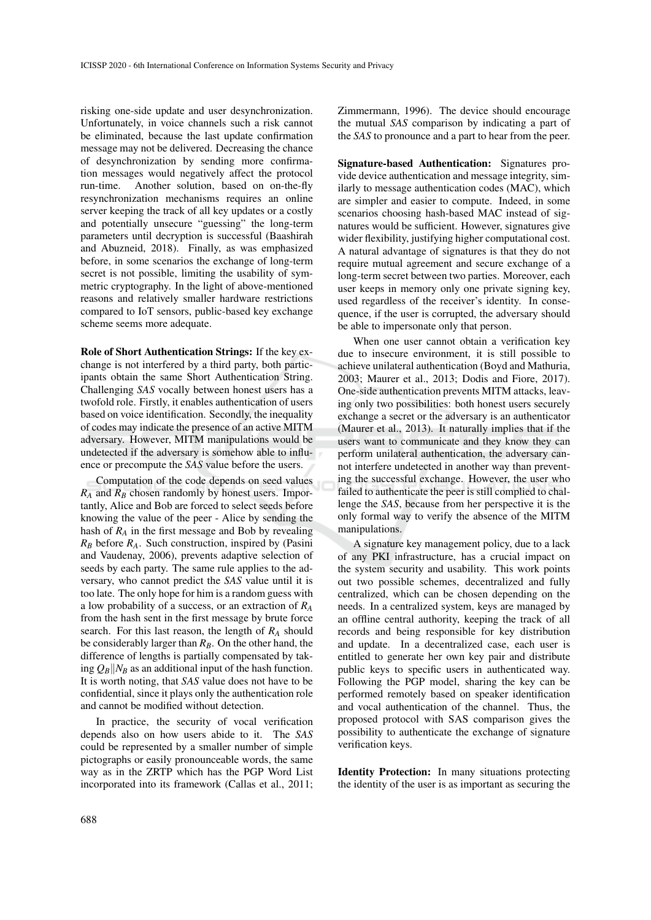risking one-side update and user desynchronization. Unfortunately, in voice channels such a risk cannot be eliminated, because the last update confirmation message may not be delivered. Decreasing the chance of desynchronization by sending more confirmation messages would negatively affect the protocol run-time. Another solution, based on on-the-fly resynchronization mechanisms requires an online server keeping the track of all key updates or a costly and potentially unsecure "guessing" the long-term parameters until decryption is successful (Baashirah and Abuzneid, 2018). Finally, as was emphasized before, in some scenarios the exchange of long-term secret is not possible, limiting the usability of symmetric cryptography. In the light of above-mentioned reasons and relatively smaller hardware restrictions compared to IoT sensors, public-based key exchange scheme seems more adequate.

**Role of Short Authentication Strings:** If the key exchange is not interfered by a third party, both participants obtain the same Short Authentication String. Challenging *SAS* vocally between honest users has a twofold role. Firstly, it enables authentication of users based on voice identification. Secondly, the inequality of codes may indicate the presence of an active MITM adversary. However, MITM manipulations would be undetected if the adversary is somehow able to influence or precompute the *SAS* value before the users.

Computation of the code depends on seed values $R_A$ and $R_B$ chosen randomly by honest users. Importantly, Alice and Bob are forced to select seeds before knowing the value of the peer - Alice by sending the hash of $R_A$ in the first message and Bob by revealing $R_B$ before $R_A$. Such construction, inspired by (Pasini and Vaudenay, 2006), prevents adaptive selection of seeds by each party. The same rule applies to the adversary, who cannot predict the *SAS* value until it is too late. The only hope for him is a random guess with a low probability of a success, or an extraction of $R_A$ from the hash sent in the first message by brute force search. For this last reason, the length of $R_A$ should be considerably larger than $R_B$. On the other hand, the difference of lengths is partially compensated by taking $Q_B \| N_B$ as an additional input of the hash function. It is worth noting, that *SAS* value does not have to be confidential, since it plays only the authentication role and cannot be modified without detection.

In practice, the security of vocal verification depends also on how users abide to it. The *SAS* could be represented by a smaller number of simple pictographs or easily pronounceable words, the same way as in the ZRTP which has the PGP Word List incorporated into its framework (Callas et al., 2011; Zimmermann, 1996). The device should encourage the mutual *SAS* comparison by indicating a part of the *SAS* to pronounce and a part to hear from the peer.

**Signature-based Authentication:** Signatures provide device authentication and message integrity, similarly to message authentication codes (MAC), which are simpler and easier to compute. Indeed, in some scenarios choosing hash-based MAC instead of signatures would be sufficient. However, signatures give wider flexibility, justifying higher computational cost. A natural advantage of signatures is that they do not require mutual agreement and secure exchange of a long-term secret between two parties. Moreover, each user keeps in memory only one private signing key, used regardless of the receiver's identity. In consequence, if the user is corrupted, the adversary should be able to impersonate only that person.

When one user cannot obtain a verification key due to insecure environment, it is still possible to achieve unilateral authentication (Boyd and Mathuria, 2003; Maurer et al., 2013; Dodis and Fiore, 2017). One-side authentication prevents MITM attacks, leaving only two possibilities: both honest users securely exchange a secret or the adversary is an authenticator (Maurer et al., 2013). It naturally implies that if the users want to communicate and they know they can perform unilateral authentication, the adversary cannot interfere undetected in another way than preventing the successful exchange. However, the user who failed to authenticate the peer is still complied to challenge the *SAS*, because from her perspective it is the only formal way to verify the absence of the MITM manipulations.

A signature key management policy, due to a lack of any PKI infrastructure, has a crucial impact on the system security and usability. This work points out two possible schemes, decentralized and fully centralized, which can be chosen depending on the needs. In a centralized system, keys are managed by an offline central authority, keeping the track of all records and being responsible for key distribution and update. In a decentralized case, each user is entitled to generate her own key pair and distribute public keys to specific users in authenticated way. Following the PGP model, sharing the key can be performed remotely based on speaker identification and vocal authentication of the channel. Thus, the proposed protocol with SAS comparison gives the possibility to authenticate the exchange of signature verification keys.

**Identity Protection:** In many situations protecting the identity of the user is as important as securing the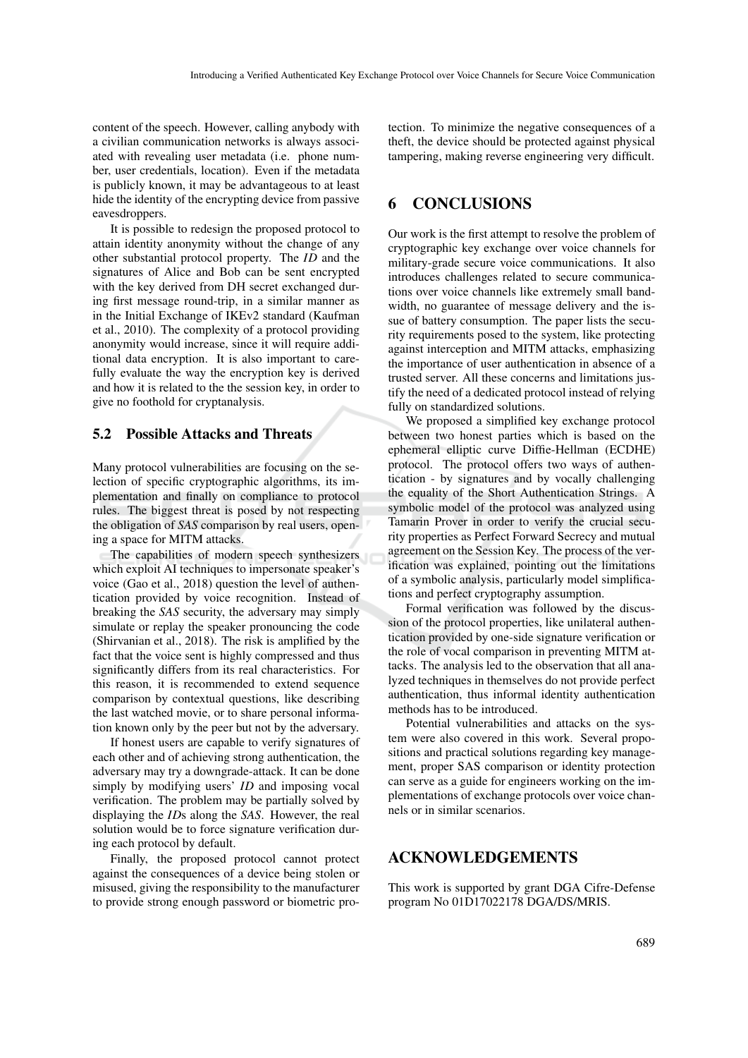content of the speech. However, calling anybody with a civilian communication networks is always associated with revealing user metadata (i.e. phone number, user credentials, location). Even if the metadata is publicly known, it may be advantageous to at least hide the identity of the encrypting device from passive eavesdroppers.

It is possible to redesign the proposed protocol to attain identity anonymity without the change of any other substantial protocol property. The *ID* and the signatures of Alice and Bob can be sent encrypted with the key derived from DH secret exchanged during first message round-trip, in a similar manner as in the Initial Exchange of IKEv2 standard (Kaufman et al., 2010). The complexity of a protocol providing anonymity would increase, since it will require additional data encryption. It is also important to carefully evaluate the way the encryption key is derived and how it is related to the the session key, in order to give no foothold for cryptanalysis.

### 5.2 Possible Attacks and Threats

Many protocol vulnerabilities are focusing on the selection of specific cryptographic algorithms, its implementation and finally on compliance to protocol rules. The biggest threat is posed by not respecting the obligation of *SAS* comparison by real users, opening a space for MITM attacks.

The capabilities of modern speech synthesizers which exploit AI techniques to impersonate speaker's voice (Gao et al., 2018) question the level of authentication provided by voice recognition. Instead of breaking the *SAS* security, the adversary may simply simulate or replay the speaker pronouncing the code (Shirvanian et al., 2018). The risk is amplified by the fact that the voice sent is highly compressed and thus significantly differs from its real characteristics. For this reason, it is recommended to extend sequence comparison by contextual questions, like describing the last watched movie, or to share personal information known only by the peer but not by the adversary.

If honest users are capable to verify signatures of each other and of achieving strong authentication, the adversary may try a downgrade-attack. It can be done simply by modifying users' *ID* and imposing vocal verification. The problem may be partially solved by displaying the *ID*s along the *SAS*. However, the real solution would be to force signature verification during each protocol by default.

Finally, the proposed protocol cannot protect against the consequences of a device being stolen or misused, giving the responsibility to the manufacturer to provide strong enough password or biometric protection. To minimize the negative consequences of a theft, the device should be protected against physical tampering, making reverse engineering very difficult.

## 6 CONCLUSIONS

Our work is the first attempt to resolve the problem of cryptographic key exchange over voice channels for military-grade secure voice communications. It also introduces challenges related to secure communications over voice channels like extremely small bandwidth, no guarantee of message delivery and the issue of battery consumption. The paper lists the security requirements posed to the system, like protecting against interception and MITM attacks, emphasizing the importance of user authentication in absence of a trusted server. All these concerns and limitations justify the need of a dedicated protocol instead of relying fully on standardized solutions.

We proposed a simplified key exchange protocol between two honest parties which is based on the ephemeral elliptic curve Diffie-Hellman (ECDHE) protocol. The protocol offers two ways of authentication - by signatures and by vocally challenging the equality of the Short Authentication Strings. A symbolic model of the protocol was analyzed using Tamarin Prover in order to verify the crucial security properties as Perfect Forward Secrecy and mutual agreement on the Session Key. The process of the verification was explained, pointing out the limitations of a symbolic analysis, particularly model simplifications and perfect cryptography assumption.

Formal verification was followed by the discussion of the protocol properties, like unilateral authentication provided by one-side signature verification or the role of vocal comparison in preventing MITM attacks. The analysis led to the observation that all analyzed techniques in themselves do not provide perfect authentication, thus informal identity authentication methods has to be introduced.

Potential vulnerabilities and attacks on the system were also covered in this work. Several propositions and practical solutions regarding key management, proper SAS comparison or identity protection can serve as a guide for engineers working on the implementations of exchange protocols over voice channels or in similar scenarios.

## ACKNOWLEDGEMENTS

This work is supported by grant DGA Cifre-Defense program No 01D17022178 DGA/DS/MRIS.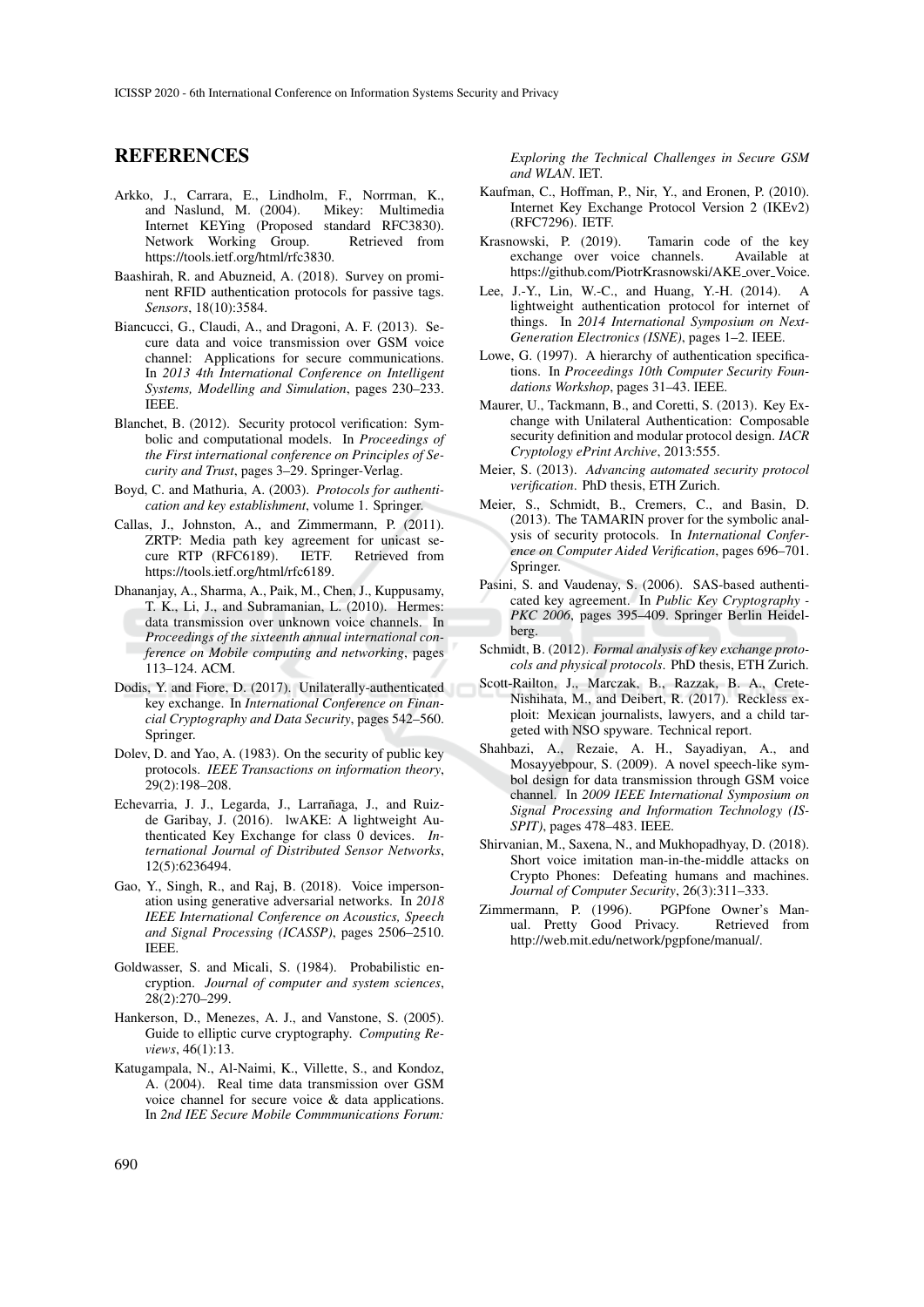## REFERENCES

Arkko, J., Carrara, E., Lindholm, F., Norrman, K., and Naslund, M. (2004). Mikey: Multimedia Internet KEYing (Proposed standard RFC3830). Network Working Group. Retrieved from https://tools.ietf.org/html/rfc3830.

Baashirah, R. and Abuzneid, A. (2018). Survey on prominent RFID authentication protocols for passive tags. *Sensors*, 18(10):3584.

Biancucci, G., Claudi, A., and Dragoni, A. F. (2013). Secure data and voice transmission over GSM voice channel: Applications for secure communications. In *2013 4th International Conference on Intelligent Systems, Modelling and Simulation*, pages 230–233. IEEE.

Blanchet, B. (2012). Security protocol verification: Symbolic and computational models. In *Proceedings of the First international conference on Principles of Security and Trust*, pages 3–29. Springer-Verlag.

Boyd, C. and Mathuria, A. (2003). *Protocols for authentication and key establishment*, volume 1. Springer.

Callas, J., Johnston, A., and Zimmermann, P. (2011). ZRTP: Media path key agreement for unicast secure RTP (RFC6189). IETF. Retrieved from https://tools.ietf.org/html/rfc6189.

Dhananjay, A., Sharma, A., Paik, M., Chen, J., Kuppusamy, T. K., Li, J., and Subramanian, L. (2010). Hermes: data transmission over unknown voice channels. In *Proceedings of the sixteenth annual international conference on Mobile computing and networking*, pages 113–124. ACM.

Dodis, Y. and Fiore, D. (2017). Unilaterally-authenticated key exchange. In *International Conference on Financial Cryptography and Data Security*, pages 542–560. Springer.

Dolev, D. and Yao, A. (1983). On the security of public key protocols. *IEEE Transactions on information theory*, 29(2):198–208.

Echevarria, J. J., Legarda, J., Larrañaga, J., and Ruiz-de Garibay, J. (2016). lwAKE: A lightweight Authenticated Key Exchange for class 0 devices. *International Journal of Distributed Sensor Networks*, 12(5):6236494.

Gao, Y., Singh, R., and Raj, B. (2018). Voice impersonation using generative adversarial networks. In *2018 IEEE International Conference on Acoustics, Speech and Signal Processing (ICASSP)*, pages 2506–2510. IEEE.

Goldwasser, S. and Micali, S. (1984). Probabilistic encryption. *Journal of computer and system sciences*, 28(2):270–299.

Hankerson, D., Menezes, A. J., and Vanstone, S. (2005). Guide to elliptic curve cryptography. *Computing Reviews*, 46(1):13.

Katugampala, N., Al-Naimi, K., Villette, S., and Kondoz, A. (2004). Real time data transmission over GSM voice channel for secure voice & data applications. In *2nd IEE Secure Mobile Commmunications Forum: Exploring the Technical Challenges in Secure GSM and WLAN*. IET.

Kaufman, C., Hoffman, P., Nir, Y., and Eronen, P. (2010). Internet Key Exchange Protocol Version 2 (IKEv2) (RFC7296). IETF.

Krasnowski, P. (2019). Tamarin code of the key exchange over voice channels. Available at https://github.com/PiotrKrasnowski/AKE_over_Voice.

Lee, J.-Y., Lin, W.-C., and Huang, Y.-H. (2014). A lightweight authentication protocol for internet of things. In *2014 International Symposium on Next-Generation Electronics (ISNE)*, pages 1–2. IEEE.

Lowe, G. (1997). A hierarchy of authentication specifications. In *Proceedings 10th Computer Security Foundations Workshop*, pages 31–43. IEEE.

Maurer, U., Tackmann, B., and Coretti, S. (2013). Key Exchange with Unilateral Authentication: Composable security definition and modular protocol design. *IACR Cryptology ePrint Archive*, 2013:555.

Meier, S. (2013). *Advancing automated security protocol verification*. PhD thesis, ETH Zurich.

Meier, S., Schmidt, B., Cremers, C., and Basin, D. (2013). The TAMARIN prover for the symbolic analysis of security protocols. In *International Conference on Computer Aided Verification*, pages 696–701. Springer.

Pasini, S. and Vaudenay, S. (2006). SAS-based authenticated key agreement. In *Public Key Cryptography - PKC 2006*, pages 395–409. Springer Berlin Heidelberg.

Schmidt, B. (2012). *Formal analysis of key exchange protocols and physical protocols*. PhD thesis, ETH Zurich.

Scott-Railton, J., Marczak, B., Razzak, B. A., Crete-Nishihata, M., and Deibert, R. (2017). Reckless exploit: Mexican journalists, lawyers, and a child targeted with NSO spyware. Technical report.

Shahbazi, A., Rezaie, A. H., Sayadiyan, A., and Mosayyebpour, S. (2009). A novel speech-like symbol design for data transmission through GSM voice channel. In *2009 IEEE International Symposium on Signal Processing and Information Technology (ISSPIT)*, pages 478–483. IEEE.

Shirvanian, M., Saxena, N., and Mukhopadhyay, D. (2018). Short voice imitation man-in-the-middle attacks on Crypto Phones: Defeating humans and machines. *Journal of Computer Security*, 26(3):311–333.

Zimmermann, P. (1996). PGPfone Owner's Manual. Pretty Good Privacy. Retrieved from http://web.mit.edu/network/pgpfone/manual/.